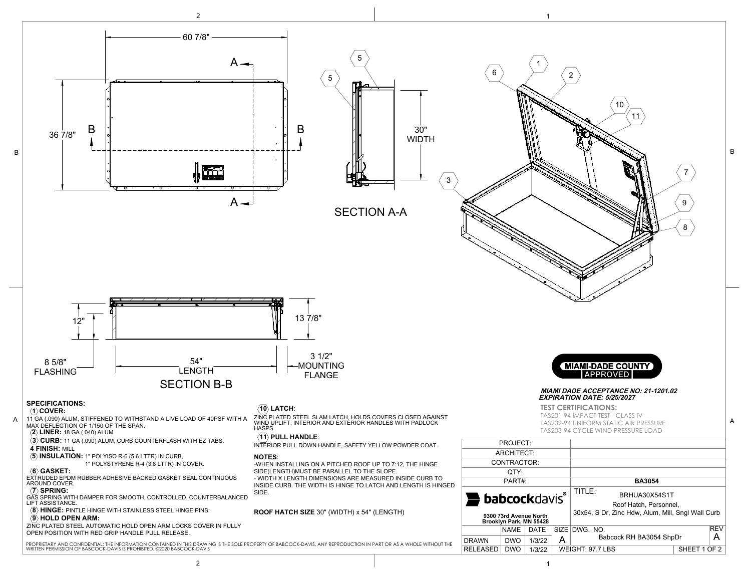60 7/8"

36 7/8"

SECTION A-A

30" WIDTH

SECTION B-B

12"

13 7/8"

8 5/8" FLASHING

54" LENGTH

3 1/2" MOUNTING FLANGE

**MIAMI-DADE COUNTY APPROVED**

***MIAMI DADE ACCEPTANCE NO: 21-1201.02***
***EXPIRATION DATE: 5/25/2027***

**TEST CERTIFICATIONS:**
TAS201-94 IMPACT TEST - CLASS IV
TAS202-94 UNIFORM STATIC AIR PRESSURE
TAS203-94 CYCLE WIND PRESSURE LOAD

## SPECIFICATIONS:

**(1) COVER:**
11 GA (.090) ALUM, STIFFENED TO WITHSTAND A LIVE LOAD OF 40PSF WITH A MAX DEFLECTION OF 1/150 OF THE SPAN.

**(2) LINER:** 18 GA (.040) ALUM

**(3) CURB:** 11 GA (.090) ALUM, CURB COUNTERFLASH WITH EZ TABS.

**4 FINISH:** MILL

**(5) INSULATION:** 1" POLYISO R-6 (5.6 LTTR) IN CURB,
1" POLYSTYRENE R-4 (3.8 LTTR) IN COVER.

**(6) GASKET:**
EXTRUDED EPDM RUBBER ADHESIVE BACKED GASKET SEAL CONTINUOUS AROUND COVER.

**(7) SPRING:**
GAS SPRING WITH DAMPER FOR SMOOTH, CONTROLLED, COUNTERBALANCED LIFT ASSISTANCE.

**(8) HINGE:** PINTLE HINGE WITH STAINLESS STEEL HINGE PINS.

**(9) HOLD OPEN ARM:**
ZINC PLATED STEEL AUTOMATIC HOLD OPEN ARM LOCKS COVER IN FULLY OPEN POSITION WITH RED GRIP HANDLE PULL RELEASE.

**(10) LATCH:**
ZINC PLATED STEEL SLAM LATCH, HOLDS COVERS CLOSED AGAINST WIND UPLIFT, INTERIOR AND EXTERIOR HANDLES WITH PADLOCK HASPS.

**(11) PULL HANDLE:**
INTERIOR PULL DOWN HANDLE, SAFETY YELLOW POWDER COAT.

**NOTES:**
-WHEN INSTALLING ON A PITCHED ROOF UP TO 7:12, THE HINGE SIDE(LENGTH)MUST BE PARALLEL TO THE SLOPE.
- WIDTH X LENGTH DIMENSIONS ARE MEASURED INSIDE CURB TO INSIDE CURB. THE WIDTH IS HINGE TO LATCH AND LENGTH IS HINGED SIDE.

**ROOF HATCH SIZE** 30" (WIDTH) x 54" (LENGTH)

PROPRIETARY AND CONFIDENTIAL: THE INFORMATION CONTAINED IN THIS DRAWING IS THE SOLE PROPERTY OF BABCOCK-DAVIS. ANY REPRODUCTION IN PART OR AS A WHOLE WITHOUT THE WRITTEN PERMISSION OF BABCOCK-DAVIS IS PROHIBITED. ©2020 BABCOCK-DAVIS

| | |
|---|---|
| PROJECT: | |
| ARCHITECT: | |
| CONTRACTOR: | |
| QTY: | |
| PART#: | **BA3054** |

**babcockdavis®**
**9300 73rd Avenue North**
**Brooklyn Park, MN 55428**

TITLE: BRHUA30X54S1T
Roof Hatch, Personnel,
30x54, S Dr, Zinc Hdw, Alum, Mill, Sngl Wall Curb

| | NAME | DATE | SIZE | DWG. NO. | REV |
|---|---|---|---|---|---|
| DRAWN | DWO | 1/3/22 | A | Babcock RH BA3054 ShpDr | A |
| RELEASED | DWO | 1/3/22 | WEIGHT: 97.7 LBS | SHEET 1 OF 2 | |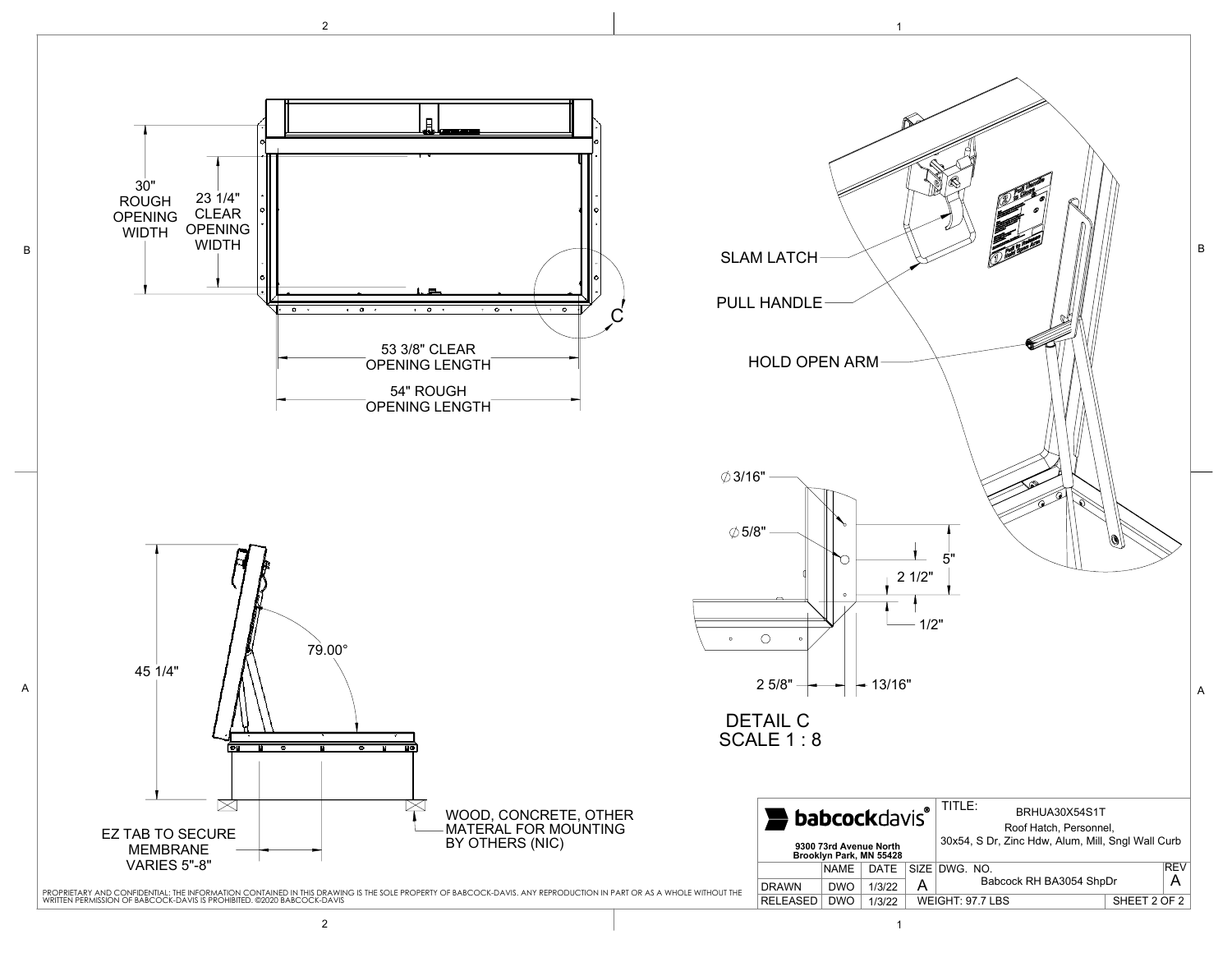30" ROUGH OPENING WIDTH

23 1/4" CLEAR OPENING WIDTH

53 3/8" CLEAR OPENING LENGTH

54" ROUGH OPENING LENGTH

C

SLAM LATCH

PULL HANDLE

HOLD OPEN ARM

⌀3/16"

⌀5/8"

5"

2 1/2"

1/2"

2 5/8"

13/16"

DETAIL C
SCALE 1 : 8

45 1/4"

79.00°

EZ TAB TO SECURE MEMBRANE VARIES 5"-8"

WOOD, CONCRETE, OTHER MATERAL FOR MOUNTING BY OTHERS (NIC)

PROPRIETARY AND CONFIDENTIAL: THE INFORMATION CONTAINED IN THIS DRAWING IS THE SOLE PROPERTY OF BABCOCK-DAVIS. ANY REPRODUCTION IN PART OR AS A WHOLE WITHOUT THE WRITTEN PERMISSION OF BABCOCK-DAVIS IS PROHIBITED. ©2020 BABCOCK-DAVIS

**babcockdavis®**
9300 73rd Avenue North
Brooklyn Park, MN 55428

TITLE: BRHUA30X54S1T
Roof Hatch, Personnel,
30x54, S Dr, Zinc Hdw, Alum, Mill, Sngl Wall Curb

| | NAME | DATE | SIZE | DWG. NO. | REV |
|---|---|---|---|---|---|
| DRAWN | DWO | 1/3/22 | A | Babcock RH BA3054 ShpDr | A |
| RELEASED | DWO | 1/3/22 | WEIGHT: 97.7 LBS | | SHEET 2 OF 2 |